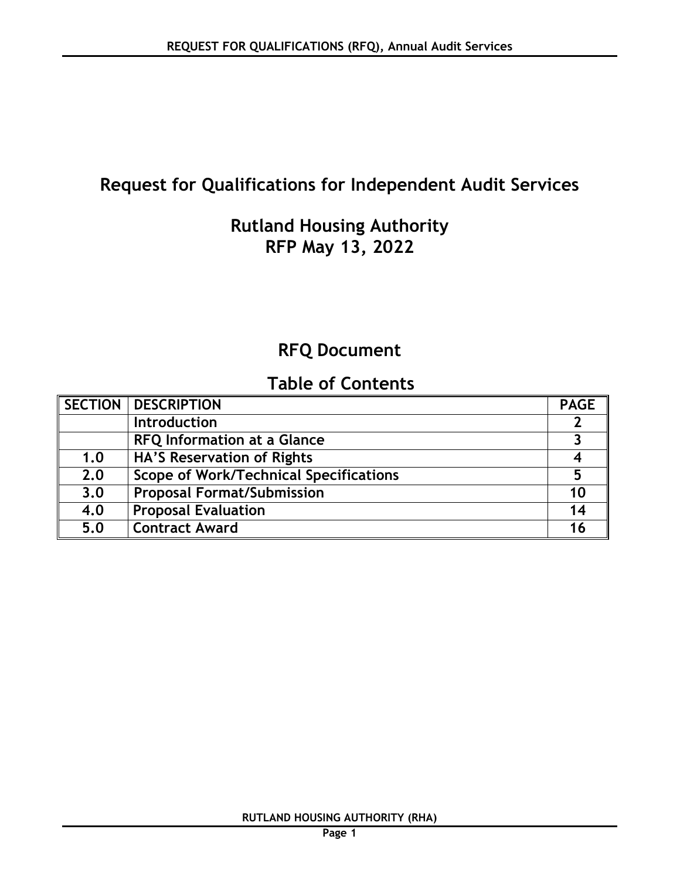# Request for Qualifications for Independent Audit Services

## Rutland Housing Authority
## RFP May 13, 2022

## RFQ Document

## Table of Contents

| SECTION | DESCRIPTION | PAGE |
|---|---|---|
| | Introduction | 2 |
| | RFQ Information at a Glance | 3 |
| 1.0 | HA'S Reservation of Rights | 4 |
| 2.0 | Scope of Work/Technical Specifications | 5 |
| 3.0 | Proposal Format/Submission | 10 |
| 4.0 | Proposal Evaluation | 14 |
| 5.0 | Contract Award | 16 |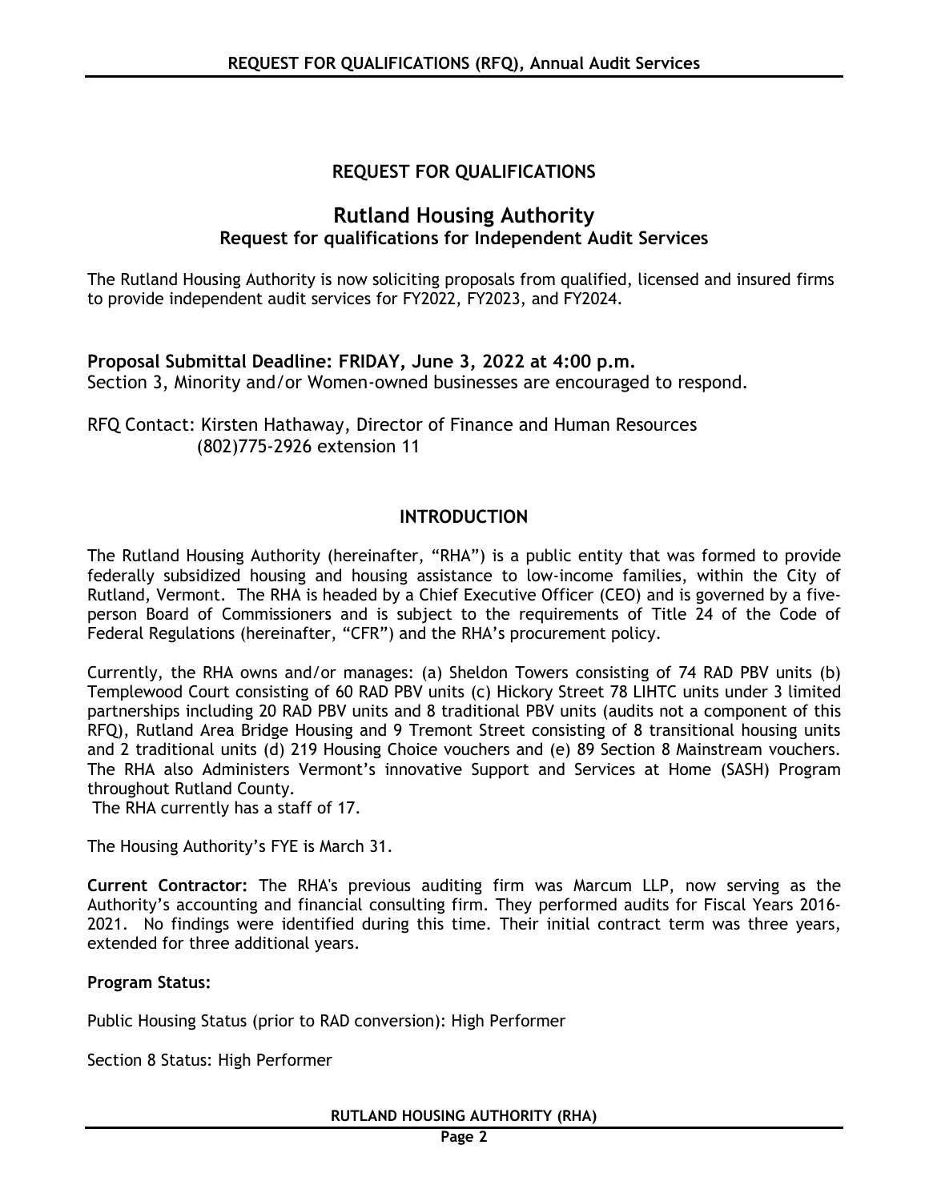# REQUEST FOR QUALIFICATIONS

## Rutland Housing Authority

### Request for qualifications for Independent Audit Services

The Rutland Housing Authority is now soliciting proposals from qualified, licensed and insured firms to provide independent audit services for FY2022, FY2023, and FY2024.

**Proposal Submittal Deadline: FRIDAY, June 3, 2022 at 4:00 p.m.**
Section 3, Minority and/or Women-owned businesses are encouraged to respond.

RFQ Contact: Kirsten Hathaway, Director of Finance and Human Resources
(802)775-2926 extension 11

## INTRODUCTION

The Rutland Housing Authority (hereinafter, "RHA") is a public entity that was formed to provide federally subsidized housing and housing assistance to low-income families, within the City of Rutland, Vermont. The RHA is headed by a Chief Executive Officer (CEO) and is governed by a five-person Board of Commissioners and is subject to the requirements of Title 24 of the Code of Federal Regulations (hereinafter, "CFR") and the RHA's procurement policy.

Currently, the RHA owns and/or manages: (a) Sheldon Towers consisting of 74 RAD PBV units (b) Templewood Court consisting of 60 RAD PBV units (c) Hickory Street 78 LIHTC units under 3 limited partnerships including 20 RAD PBV units and 8 traditional PBV units (audits not a component of this RFQ), Rutland Area Bridge Housing and 9 Tremont Street consisting of 8 transitional housing units and 2 traditional units (d) 219 Housing Choice vouchers and (e) 89 Section 8 Mainstream vouchers. The RHA also Administers Vermont's innovative Support and Services at Home (SASH) Program throughout Rutland County.
The RHA currently has a staff of 17.

The Housing Authority's FYE is March 31.

**Current Contractor:** The RHA's previous auditing firm was Marcum LLP, now serving as the Authority's accounting and financial consulting firm. They performed audits for Fiscal Years 2016-2021. No findings were identified during this time. Their initial contract term was three years, extended for three additional years.

**Program Status:**

Public Housing Status (prior to RAD conversion): High Performer

Section 8 Status: High Performer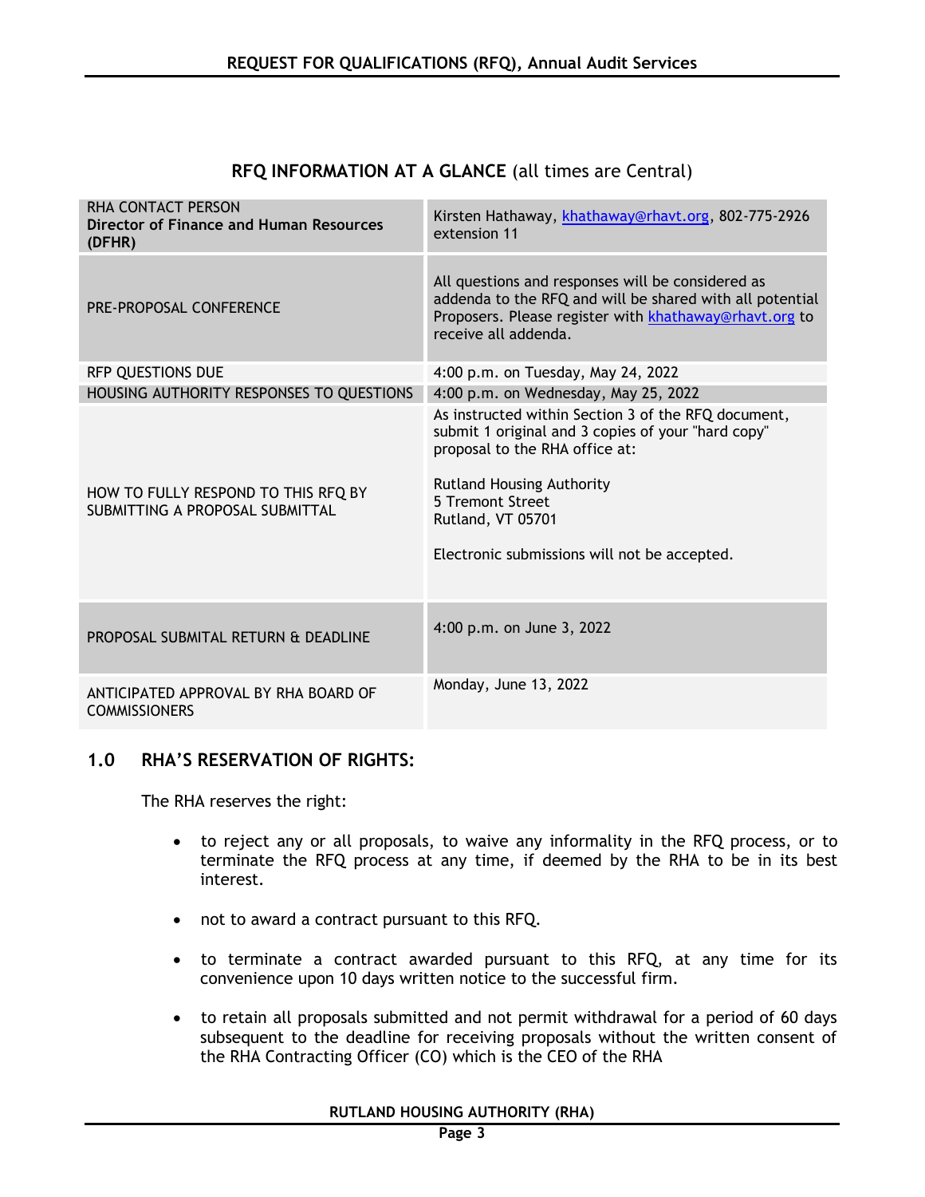### RFQ INFORMATION AT A GLANCE (all times are Central)

| | |
|---|---|
| RHA CONTACT PERSON **Director of Finance and Human Resources (DFHR)** | Kirsten Hathaway, khathaway@rhavt.org, 802-775-2926 extension 11 |
| PRE-PROPOSAL CONFERENCE | All questions and responses will be considered as addenda to the RFQ and will be shared with all potential Proposers. Please register with khathaway@rhavt.org to receive all addenda. |
| RFP QUESTIONS DUE | 4:00 p.m. on Tuesday, May 24, 2022 |
| HOUSING AUTHORITY RESPONSES TO QUESTIONS | 4:00 p.m. on Wednesday, May 25, 2022 |
| HOW TO FULLY RESPOND TO THIS RFQ BY SUBMITTING A PROPOSAL SUBMITTAL | As instructed within Section 3 of the RFQ document, submit 1 original and 3 copies of your "hard copy" proposal to the RHA office at:<br><br>Rutland Housing Authority<br>5 Tremont Street<br>Rutland, VT 05701<br><br>Electronic submissions will not be accepted. |
| PROPOSAL SUBMITAL RETURN & DEADLINE | 4:00 p.m. on June 3, 2022 |
| ANTICIPATED APPROVAL BY RHA BOARD OF COMMISSIONERS | Monday, June 13, 2022 |

## 1.0 RHA'S RESERVATION OF RIGHTS:

The RHA reserves the right:

- to reject any or all proposals, to waive any informality in the RFQ process, or to terminate the RFQ process at any time, if deemed by the RHA to be in its best interest.
- not to award a contract pursuant to this RFQ.
- to terminate a contract awarded pursuant to this RFQ, at any time for its convenience upon 10 days written notice to the successful firm.
- to retain all proposals submitted and not permit withdrawal for a period of 60 days subsequent to the deadline for receiving proposals without the written consent of the RHA Contracting Officer (CO) which is the CEO of the RHA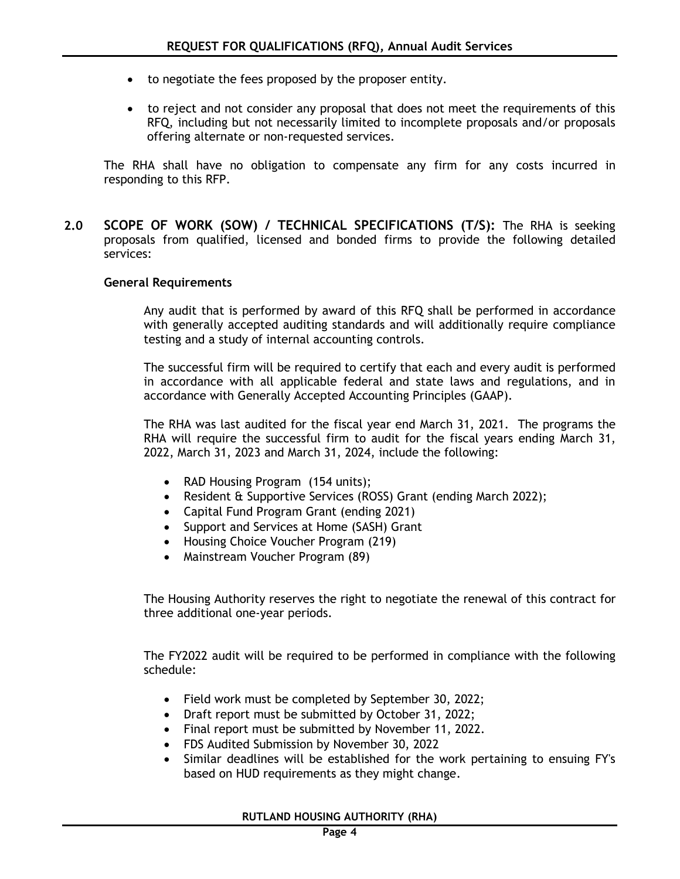- to negotiate the fees proposed by the proposer entity.
- to reject and not consider any proposal that does not meet the requirements of this RFQ, including but not necessarily limited to incomplete proposals and/or proposals offering alternate or non-requested services.

The RHA shall have no obligation to compensate any firm for any costs incurred in responding to this RFP.

## 2.0 SCOPE OF WORK (SOW) / TECHNICAL SPECIFICATIONS (T/S):

The RHA is seeking proposals from qualified, licensed and bonded firms to provide the following detailed services:

### General Requirements

Any audit that is performed by award of this RFQ shall be performed in accordance with generally accepted auditing standards and will additionally require compliance testing and a study of internal accounting controls.

The successful firm will be required to certify that each and every audit is performed in accordance with all applicable federal and state laws and regulations, and in accordance with Generally Accepted Accounting Principles (GAAP).

The RHA was last audited for the fiscal year end March 31, 2021. The programs the RHA will require the successful firm to audit for the fiscal years ending March 31, 2022, March 31, 2023 and March 31, 2024, include the following:

- RAD Housing Program (154 units);
- Resident & Supportive Services (ROSS) Grant (ending March 2022);
- Capital Fund Program Grant (ending 2021)
- Support and Services at Home (SASH) Grant
- Housing Choice Voucher Program (219)
- Mainstream Voucher Program (89)

The Housing Authority reserves the right to negotiate the renewal of this contract for three additional one-year periods.

The FY2022 audit will be required to be performed in compliance with the following schedule:

- Field work must be completed by September 30, 2022;
- Draft report must be submitted by October 31, 2022;
- Final report must be submitted by November 11, 2022.
- FDS Audited Submission by November 30, 2022
- Similar deadlines will be established for the work pertaining to ensuing FY's based on HUD requirements as they might change.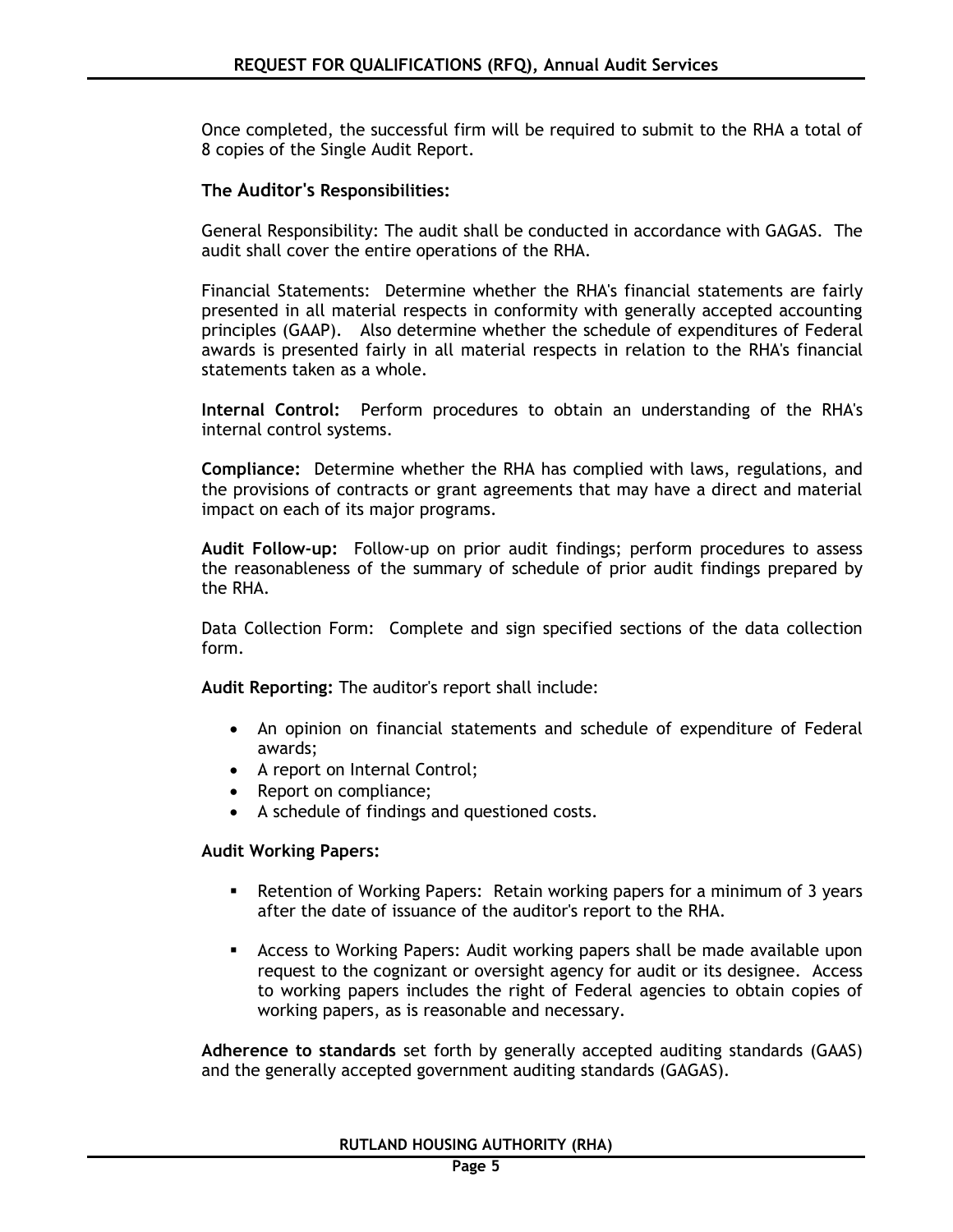Once completed, the successful firm will be required to submit to the RHA a total of 8 copies of the Single Audit Report.

**The Auditor's Responsibilities:**

General Responsibility: The audit shall be conducted in accordance with GAGAS. The audit shall cover the entire operations of the RHA.

Financial Statements: Determine whether the RHA's financial statements are fairly presented in all material respects in conformity with generally accepted accounting principles (GAAP). Also determine whether the schedule of expenditures of Federal awards is presented fairly in all material respects in relation to the RHA's financial statements taken as a whole.

**Internal Control:** Perform procedures to obtain an understanding of the RHA's internal control systems.

**Compliance:** Determine whether the RHA has complied with laws, regulations, and the provisions of contracts or grant agreements that may have a direct and material impact on each of its major programs.

**Audit Follow-up:** Follow-up on prior audit findings; perform procedures to assess the reasonableness of the summary of schedule of prior audit findings prepared by the RHA.

Data Collection Form: Complete and sign specified sections of the data collection form.

**Audit Reporting:** The auditor's report shall include:

- An opinion on financial statements and schedule of expenditure of Federal awards;
- A report on Internal Control;
- Report on compliance;
- A schedule of findings and questioned costs.

**Audit Working Papers:**

- Retention of Working Papers: Retain working papers for a minimum of 3 years after the date of issuance of the auditor's report to the RHA.
- Access to Working Papers: Audit working papers shall be made available upon request to the cognizant or oversight agency for audit or its designee. Access to working papers includes the right of Federal agencies to obtain copies of working papers, as is reasonable and necessary.

**Adherence to standards** set forth by generally accepted auditing standards (GAAS) and the generally accepted government auditing standards (GAGAS).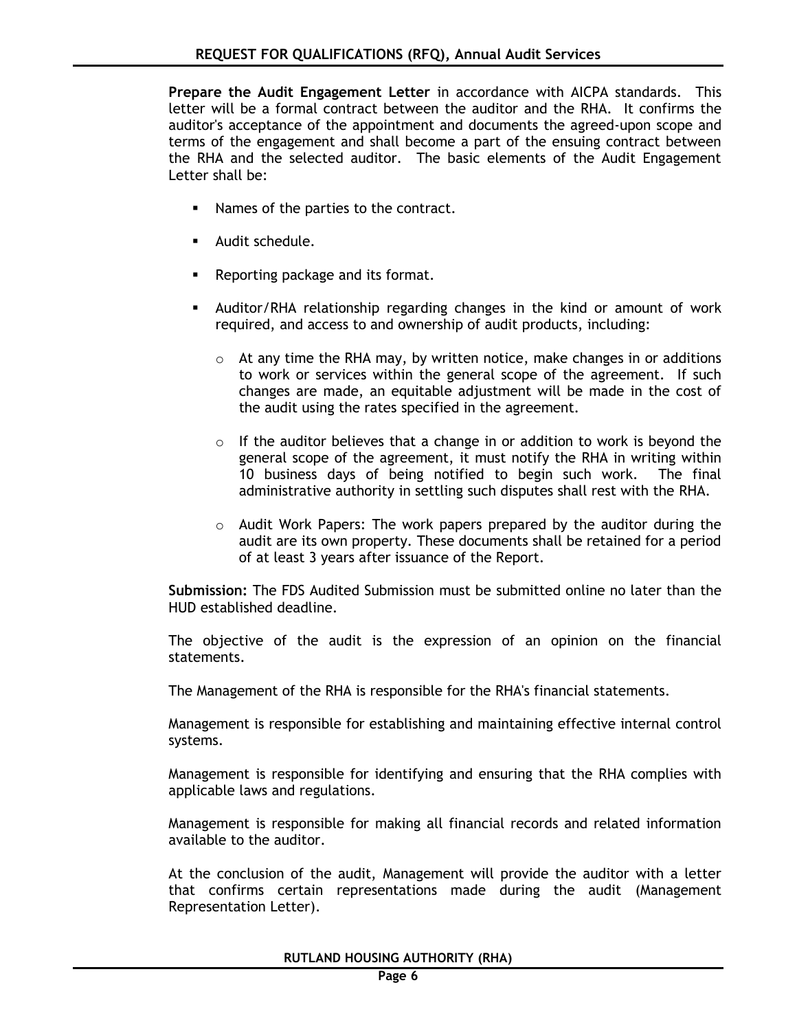**Prepare the Audit Engagement Letter** in accordance with AICPA standards. This letter will be a formal contract between the auditor and the RHA. It confirms the auditor's acceptance of the appointment and documents the agreed-upon scope and terms of the engagement and shall become a part of the ensuing contract between the RHA and the selected auditor. The basic elements of the Audit Engagement Letter shall be:

- Names of the parties to the contract.
- Audit schedule.
- Reporting package and its format.
- Auditor/RHA relationship regarding changes in the kind or amount of work required, and access to and ownership of audit products, including:
  - At any time the RHA may, by written notice, make changes in or additions to work or services within the general scope of the agreement. If such changes are made, an equitable adjustment will be made in the cost of the audit using the rates specified in the agreement.
  - If the auditor believes that a change in or addition to work is beyond the general scope of the agreement, it must notify the RHA in writing within 10 business days of being notified to begin such work. The final administrative authority in settling such disputes shall rest with the RHA.
  - Audit Work Papers: The work papers prepared by the auditor during the audit are its own property. These documents shall be retained for a period of at least 3 years after issuance of the Report.

**Submission:** The FDS Audited Submission must be submitted online no later than the HUD established deadline.

The objective of the audit is the expression of an opinion on the financial statements.

The Management of the RHA is responsible for the RHA's financial statements.

Management is responsible for establishing and maintaining effective internal control systems.

Management is responsible for identifying and ensuring that the RHA complies with applicable laws and regulations.

Management is responsible for making all financial records and related information available to the auditor.

At the conclusion of the audit, Management will provide the auditor with a letter that confirms certain representations made during the audit (Management Representation Letter).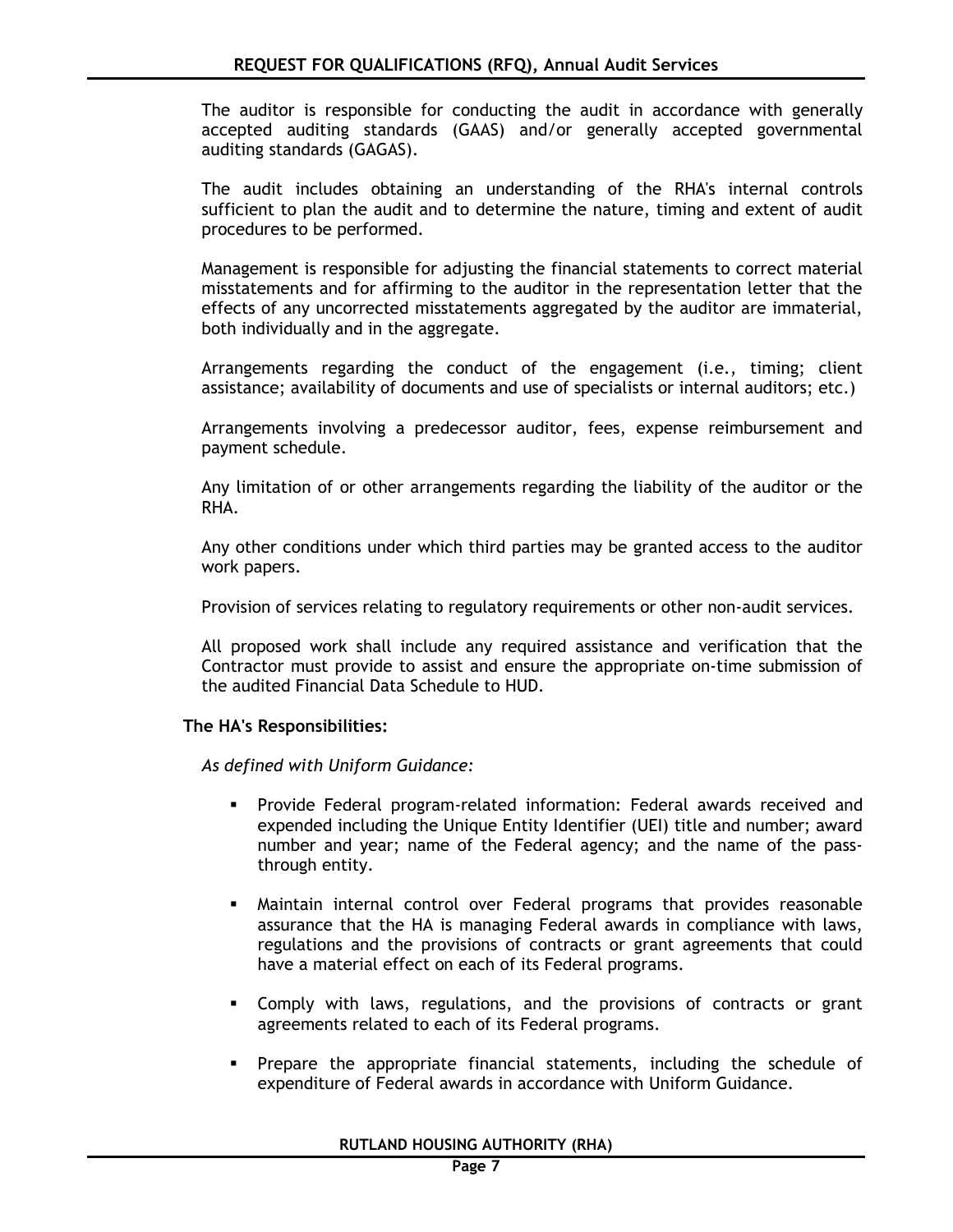The auditor is responsible for conducting the audit in accordance with generally accepted auditing standards (GAAS) and/or generally accepted governmental auditing standards (GAGAS).

The audit includes obtaining an understanding of the RHA's internal controls sufficient to plan the audit and to determine the nature, timing and extent of audit procedures to be performed.

Management is responsible for adjusting the financial statements to correct material misstatements and for affirming to the auditor in the representation letter that the effects of any uncorrected misstatements aggregated by the auditor are immaterial, both individually and in the aggregate.

Arrangements regarding the conduct of the engagement (i.e., timing; client assistance; availability of documents and use of specialists or internal auditors; etc.)

Arrangements involving a predecessor auditor, fees, expense reimbursement and payment schedule.

Any limitation of or other arrangements regarding the liability of the auditor or the RHA.

Any other conditions under which third parties may be granted access to the auditor work papers.

Provision of services relating to regulatory requirements or other non-audit services.

All proposed work shall include any required assistance and verification that the Contractor must provide to assist and ensure the appropriate on-time submission of the audited Financial Data Schedule to HUD.

**The HA's Responsibilities:**

*As defined with Uniform Guidance:*

- Provide Federal program-related information: Federal awards received and expended including the Unique Entity Identifier (UEI) title and number; award number and year; name of the Federal agency; and the name of the pass-through entity.
- Maintain internal control over Federal programs that provides reasonable assurance that the HA is managing Federal awards in compliance with laws, regulations and the provisions of contracts or grant agreements that could have a material effect on each of its Federal programs.
- Comply with laws, regulations, and the provisions of contracts or grant agreements related to each of its Federal programs.
- Prepare the appropriate financial statements, including the schedule of expenditure of Federal awards in accordance with Uniform Guidance.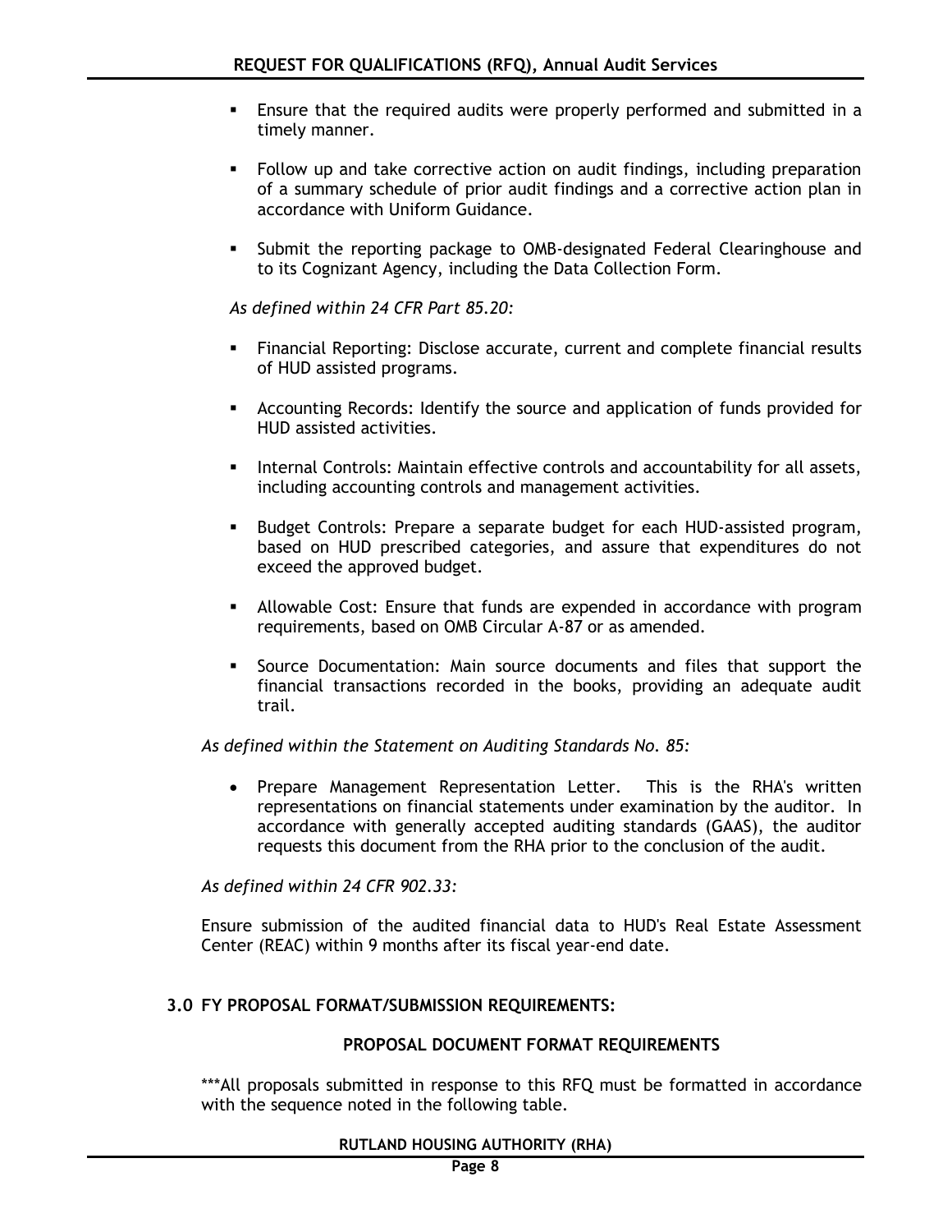- Ensure that the required audits were properly performed and submitted in a timely manner.
- Follow up and take corrective action on audit findings, including preparation of a summary schedule of prior audit findings and a corrective action plan in accordance with Uniform Guidance.
- Submit the reporting package to OMB-designated Federal Clearinghouse and to its Cognizant Agency, including the Data Collection Form.

*As defined within 24 CFR Part 85.20:*

- Financial Reporting: Disclose accurate, current and complete financial results of HUD assisted programs.
- Accounting Records: Identify the source and application of funds provided for HUD assisted activities.
- Internal Controls: Maintain effective controls and accountability for all assets, including accounting controls and management activities.
- Budget Controls: Prepare a separate budget for each HUD-assisted program, based on HUD prescribed categories, and assure that expenditures do not exceed the approved budget.
- Allowable Cost: Ensure that funds are expended in accordance with program requirements, based on OMB Circular A-87 or as amended.
- Source Documentation: Main source documents and files that support the financial transactions recorded in the books, providing an adequate audit trail.

*As defined within the Statement on Auditing Standards No. 85:*

- Prepare Management Representation Letter. This is the RHA's written representations on financial statements under examination by the auditor. In accordance with generally accepted auditing standards (GAAS), the auditor requests this document from the RHA prior to the conclusion of the audit.

*As defined within 24 CFR 902.33:*

Ensure submission of the audited financial data to HUD's Real Estate Assessment Center (REAC) within 9 months after its fiscal year-end date.

## 3.0 FY PROPOSAL FORMAT/SUBMISSION REQUIREMENTS:

### PROPOSAL DOCUMENT FORMAT REQUIREMENTS

***All proposals submitted in response to this RFQ must be formatted in accordance with the sequence noted in the following table.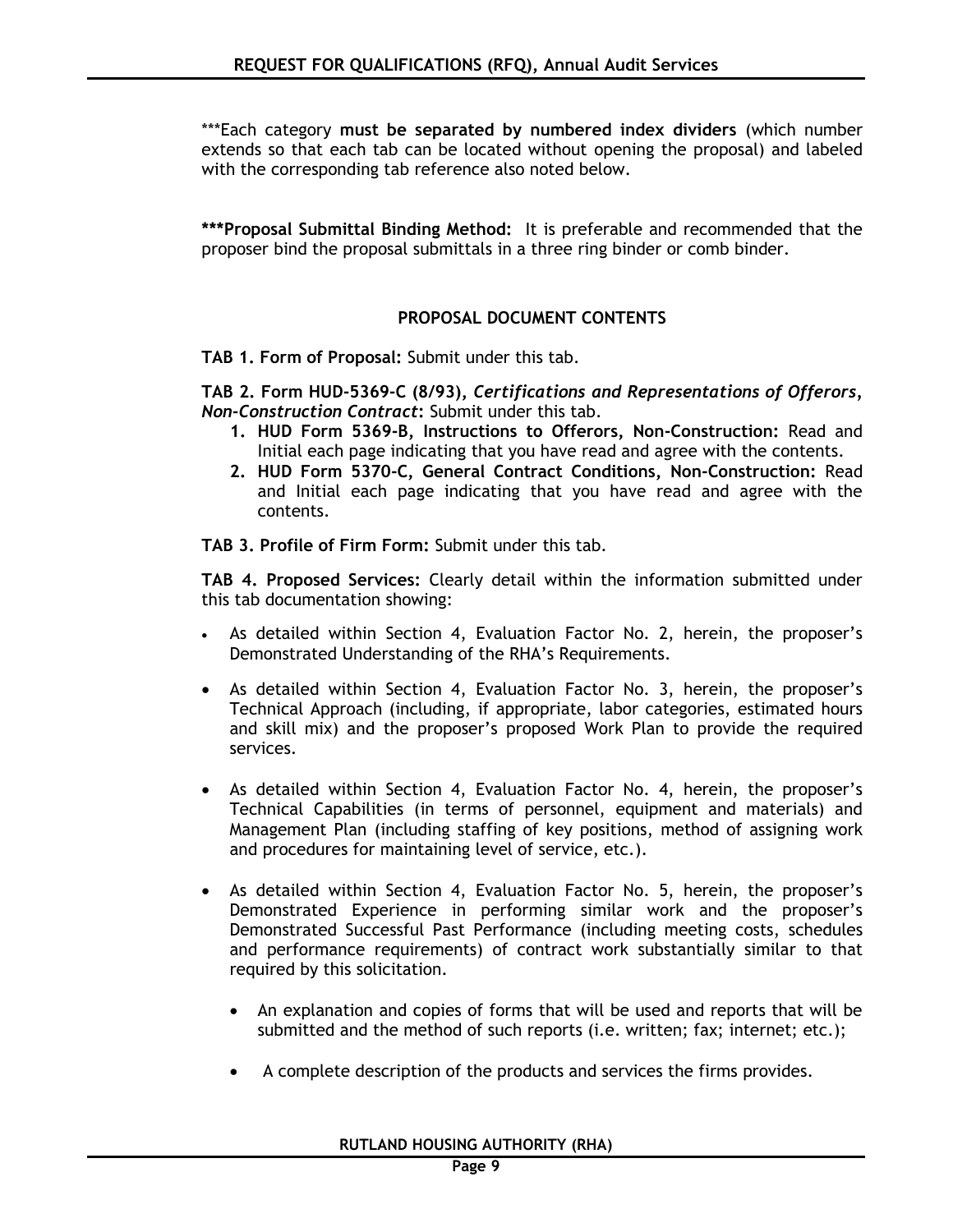***Each category **must be separated by numbered index dividers** (which number extends so that each tab can be located without opening the proposal) and labeled with the corresponding tab reference also noted below.

**\*\*\*Proposal Submittal Binding Method:** It is preferable and recommended that the proposer bind the proposal submittals in a three ring binder or comb binder.

## PROPOSAL DOCUMENT CONTENTS

**TAB 1. Form of Proposal:** Submit under this tab.

**TAB 2. Form HUD-5369-C (8/93),** ***Certifications and Representations of Offerors, Non-Construction Contract*****:** Submit under this tab.

1. **HUD Form 5369-B, Instructions to Offerors, Non-Construction:** Read and Initial each page indicating that you have read and agree with the contents.
2. **HUD Form 5370-C, General Contract Conditions, Non-Construction:** Read and Initial each page indicating that you have read and agree with the contents.

**TAB 3. Profile of Firm Form:** Submit under this tab.

**TAB 4. Proposed Services:** Clearly detail within the information submitted under this tab documentation showing:

- As detailed within Section 4, Evaluation Factor No. 2, herein, the proposer's Demonstrated Understanding of the RHA's Requirements.
- As detailed within Section 4, Evaluation Factor No. 3, herein, the proposer's Technical Approach (including, if appropriate, labor categories, estimated hours and skill mix) and the proposer's proposed Work Plan to provide the required services.
- As detailed within Section 4, Evaluation Factor No. 4, herein, the proposer's Technical Capabilities (in terms of personnel, equipment and materials) and Management Plan (including staffing of key positions, method of assigning work and procedures for maintaining level of service, etc.).
- As detailed within Section 4, Evaluation Factor No. 5, herein, the proposer's Demonstrated Experience in performing similar work and the proposer's Demonstrated Successful Past Performance (including meeting costs, schedules and performance requirements) of contract work substantially similar to that required by this solicitation.
  - An explanation and copies of forms that will be used and reports that will be submitted and the method of such reports (i.e. written; fax; internet; etc.);
  - A complete description of the products and services the firms provides.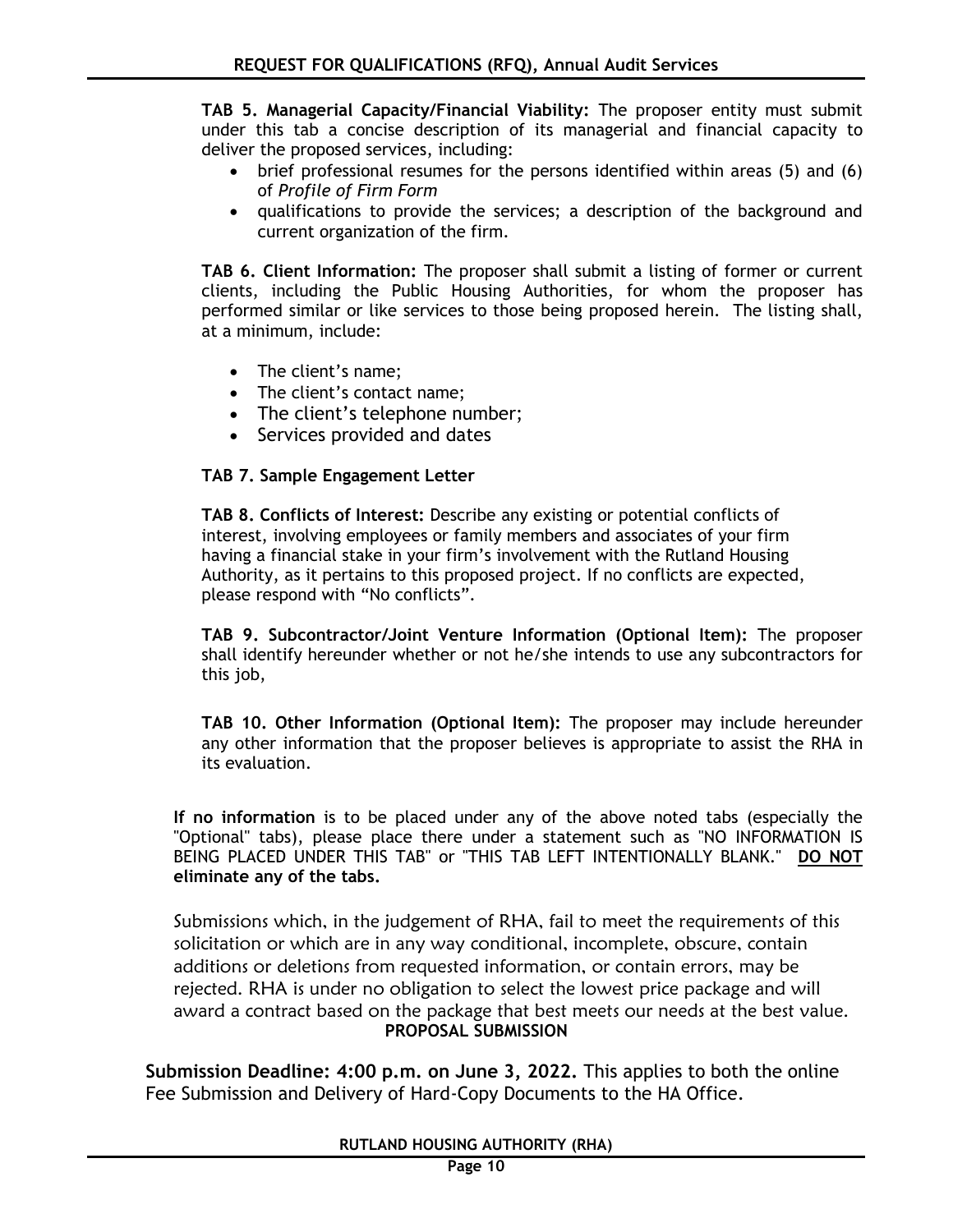**TAB 5. Managerial Capacity/Financial Viability:** The proposer entity must submit under this tab a concise description of its managerial and financial capacity to deliver the proposed services, including:

- brief professional resumes for the persons identified within areas (5) and (6) of *Profile of Firm Form*
- qualifications to provide the services; a description of the background and current organization of the firm.

**TAB 6. Client Information:** The proposer shall submit a listing of former or current clients, including the Public Housing Authorities, for whom the proposer has performed similar or like services to those being proposed herein. The listing shall, at a minimum, include:

- The client's name;
- The client's contact name;
- The client's telephone number;
- Services provided and dates

**TAB 7. Sample Engagement Letter**

**TAB 8. Conflicts of Interest:** Describe any existing or potential conflicts of interest, involving employees or family members and associates of your firm having a financial stake in your firm's involvement with the Rutland Housing Authority, as it pertains to this proposed project. If no conflicts are expected, please respond with "No conflicts".

**TAB 9. Subcontractor/Joint Venture Information (Optional Item):** The proposer shall identify hereunder whether or not he/she intends to use any subcontractors for this job,

**TAB 10. Other Information (Optional Item):** The proposer may include hereunder any other information that the proposer believes is appropriate to assist the RHA in its evaluation.

**If no information** is to be placed under any of the above noted tabs (especially the "Optional" tabs), please place there under a statement such as "NO INFORMATION IS BEING PLACED UNDER THIS TAB" or "THIS TAB LEFT INTENTIONALLY BLANK." **DO NOT eliminate any of the tabs.**

Submissions which, in the judgement of RHA, fail to meet the requirements of this solicitation or which are in any way conditional, incomplete, obscure, contain additions or deletions from requested information, or contain errors, may be rejected. RHA is under no obligation to select the lowest price package and will award a contract based on the package that best meets our needs at the best value.

**PROPOSAL SUBMISSION**

**Submission Deadline: 4:00 p.m. on June 3, 2022.** This applies to both the online Fee Submission and Delivery of Hard-Copy Documents to the HA Office.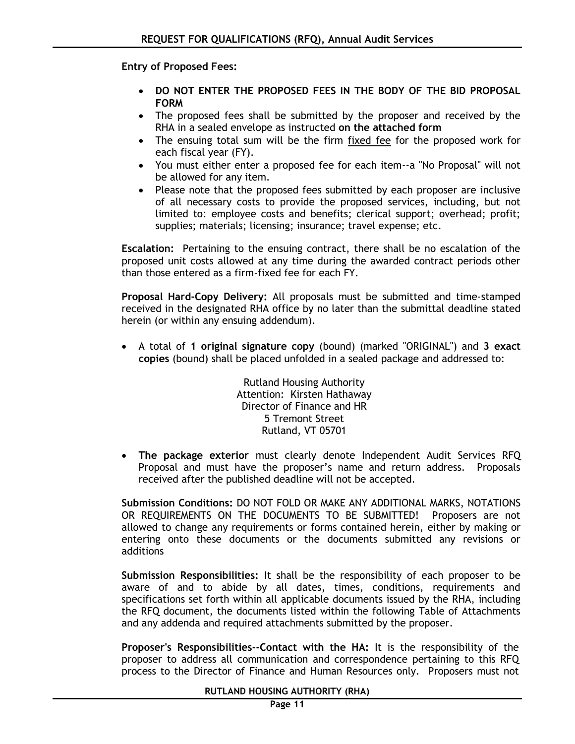**Entry of Proposed Fees:**

- **DO NOT ENTER THE PROPOSED FEES IN THE BODY OF THE BID PROPOSAL FORM**
- The proposed fees shall be submitted by the proposer and received by the RHA in a sealed envelope as instructed **on the attached form**
- The ensuing total sum will be the firm fixed fee for the proposed work for each fiscal year (FY).
- You must either enter a proposed fee for each item--a "No Proposal" will not be allowed for any item.
- Please note that the proposed fees submitted by each proposer are inclusive of all necessary costs to provide the proposed services, including, but not limited to: employee costs and benefits; clerical support; overhead; profit; supplies; materials; licensing; insurance; travel expense; etc.

**Escalation:** Pertaining to the ensuing contract, there shall be no escalation of the proposed unit costs allowed at any time during the awarded contract periods other than those entered as a firm-fixed fee for each FY.

**Proposal Hard-Copy Delivery:** All proposals must be submitted and time-stamped received in the designated RHA office by no later than the submittal deadline stated herein (or within any ensuing addendum).

- A total of **1 original signature copy** (bound) (marked "ORIGINAL") and **3 exact copies** (bound) shall be placed unfolded in a sealed package and addressed to:

  Rutland Housing Authority
  Attention: Kirsten Hathaway
  Director of Finance and HR
  5 Tremont Street
  Rutland, VT 05701

- **The package exterior** must clearly denote Independent Audit Services RFQ Proposal and must have the proposer's name and return address. Proposals received after the published deadline will not be accepted.

**Submission Conditions:** DO NOT FOLD OR MAKE ANY ADDITIONAL MARKS, NOTATIONS OR REQUIREMENTS ON THE DOCUMENTS TO BE SUBMITTED! Proposers are not allowed to change any requirements or forms contained herein, either by making or entering onto these documents or the documents submitted any revisions or additions

**Submission Responsibilities:** It shall be the responsibility of each proposer to be aware of and to abide by all dates, times, conditions, requirements and specifications set forth within all applicable documents issued by the RHA, including the RFQ document, the documents listed within the following Table of Attachments and any addenda and required attachments submitted by the proposer.

**Proposer's Responsibilities--Contact with the HA:** It is the responsibility of the proposer to address all communication and correspondence pertaining to this RFQ process to the Director of Finance and Human Resources only. Proposers must not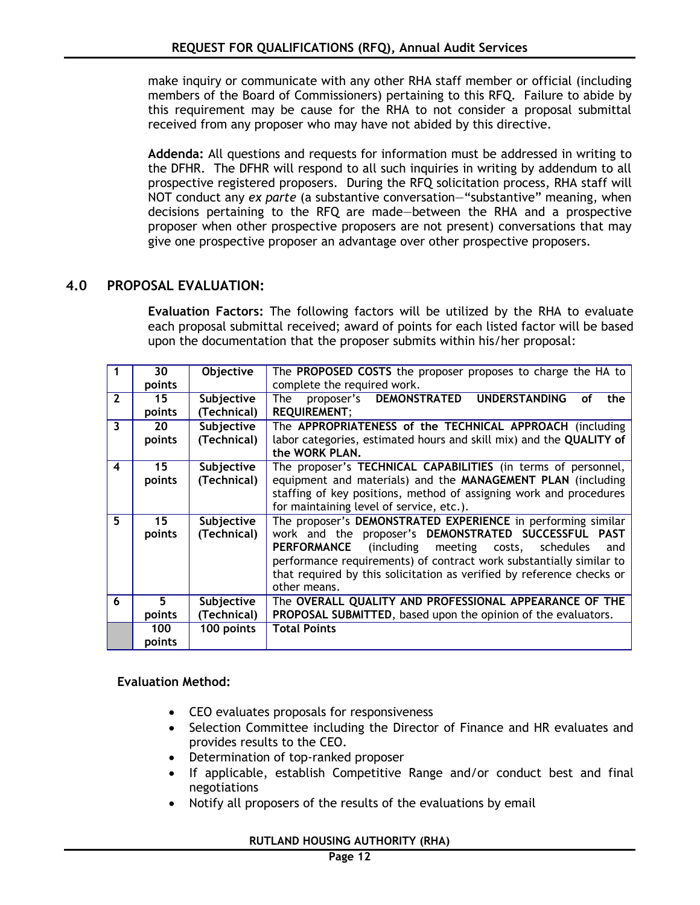make inquiry or communicate with any other RHA staff member or official (including members of the Board of Commissioners) pertaining to this RFQ. Failure to abide by this requirement may be cause for the RHA to not consider a proposal submittal received from any proposer who may have not abided by this directive.

**Addenda:** All questions and requests for information must be addressed in writing to the DFHR. The DFHR will respond to all such inquiries in writing by addendum to all prospective registered proposers. During the RFQ solicitation process, RHA staff will NOT conduct any *ex parte* (a substantive conversation—"substantive" meaning, when decisions pertaining to the RFQ are made—between the RHA and a prospective proposer when other prospective proposers are not present) conversations that may give one prospective proposer an advantage over other prospective proposers.

## 4.0 PROPOSAL EVALUATION:

**Evaluation Factors:** The following factors will be utilized by the RHA to evaluate each proposal submittal received; award of points for each listed factor will be based upon the documentation that the proposer submits within his/her proposal:

| | | | |
|---|---|---|---|
| **1** | **30 points** | **Objective** | The **PROPOSED COSTS** the proposer proposes to charge the HA to complete the required work. |
| **2** | **15 points** | **Subjective (Technical)** | The proposer's **DEMONSTRATED UNDERSTANDING of the REQUIREMENT**; |
| **3** | **20 points** | **Subjective (Technical)** | The **APPROPRIATENESS of the TECHNICAL APPROACH** (including labor categories, estimated hours and skill mix) and the **QUALITY of the WORK PLAN.** |
| **4** | **15 points** | **Subjective (Technical)** | The proposer's **TECHNICAL CAPABILITIES** (in terms of personnel, equipment and materials) and the **MANAGEMENT PLAN** (including staffing of key positions, method of assigning work and procedures for maintaining level of service, etc.). |
| **5** | **15 points** | **Subjective (Technical)** | The proposer's **DEMONSTRATED EXPERIENCE** in performing similar work and the proposer's **DEMONSTRATED SUCCESSFUL PAST PERFORMANCE** (including meeting costs, schedules and performance requirements) of contract work substantially similar to that required by this solicitation as verified by reference checks or other means. |
| **6** | **5 points** | **Subjective (Technical)** | The **OVERALL QUALITY AND PROFESSIONAL APPEARANCE OF THE PROPOSAL SUBMITTED**, based upon the opinion of the evaluators. |
| | **100 points** | **100 points** | **Total Points** |

**Evaluation Method:**

- CEO evaluates proposals for responsiveness
- Selection Committee including the Director of Finance and HR evaluates and provides results to the CEO.
- Determination of top-ranked proposer
- If applicable, establish Competitive Range and/or conduct best and final negotiations
- Notify all proposers of the results of the evaluations by email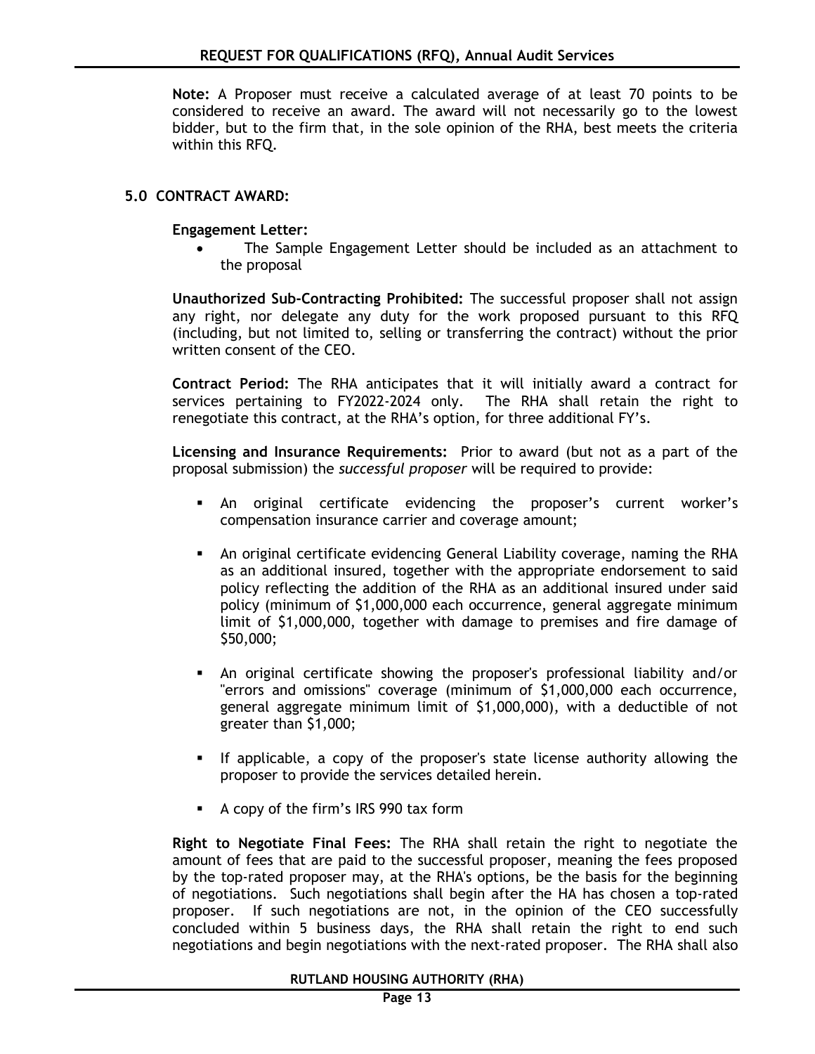**Note:** A Proposer must receive a calculated average of at least 70 points to be considered to receive an award. The award will not necessarily go to the lowest bidder, but to the firm that, in the sole opinion of the RHA, best meets the criteria within this RFQ.

## 5.0 CONTRACT AWARD:

**Engagement Letter:**

- The Sample Engagement Letter should be included as an attachment to the proposal

**Unauthorized Sub-Contracting Prohibited:** The successful proposer shall not assign any right, nor delegate any duty for the work proposed pursuant to this RFQ (including, but not limited to, selling or transferring the contract) without the prior written consent of the CEO.

**Contract Period:** The RHA anticipates that it will initially award a contract for services pertaining to FY2022-2024 only. The RHA shall retain the right to renegotiate this contract, at the RHA's option, for three additional FY's.

**Licensing and Insurance Requirements:** Prior to award (but not as a part of the proposal submission) the *successful proposer* will be required to provide:

- An original certificate evidencing the proposer's current worker's compensation insurance carrier and coverage amount;
- An original certificate evidencing General Liability coverage, naming the RHA as an additional insured, together with the appropriate endorsement to said policy reflecting the addition of the RHA as an additional insured under said policy (minimum of $1,000,000 each occurrence, general aggregate minimum limit of $1,000,000, together with damage to premises and fire damage of $50,000;
- An original certificate showing the proposer's professional liability and/or "errors and omissions" coverage (minimum of $1,000,000 each occurrence, general aggregate minimum limit of $1,000,000), with a deductible of not greater than $1,000;
- If applicable, a copy of the proposer's state license authority allowing the proposer to provide the services detailed herein.
- A copy of the firm's IRS 990 tax form

**Right to Negotiate Final Fees:** The RHA shall retain the right to negotiate the amount of fees that are paid to the successful proposer, meaning the fees proposed by the top-rated proposer may, at the RHA's options, be the basis for the beginning of negotiations. Such negotiations shall begin after the HA has chosen a top-rated proposer. If such negotiations are not, in the opinion of the CEO successfully concluded within 5 business days, the RHA shall retain the right to end such negotiations and begin negotiations with the next-rated proposer. The RHA shall also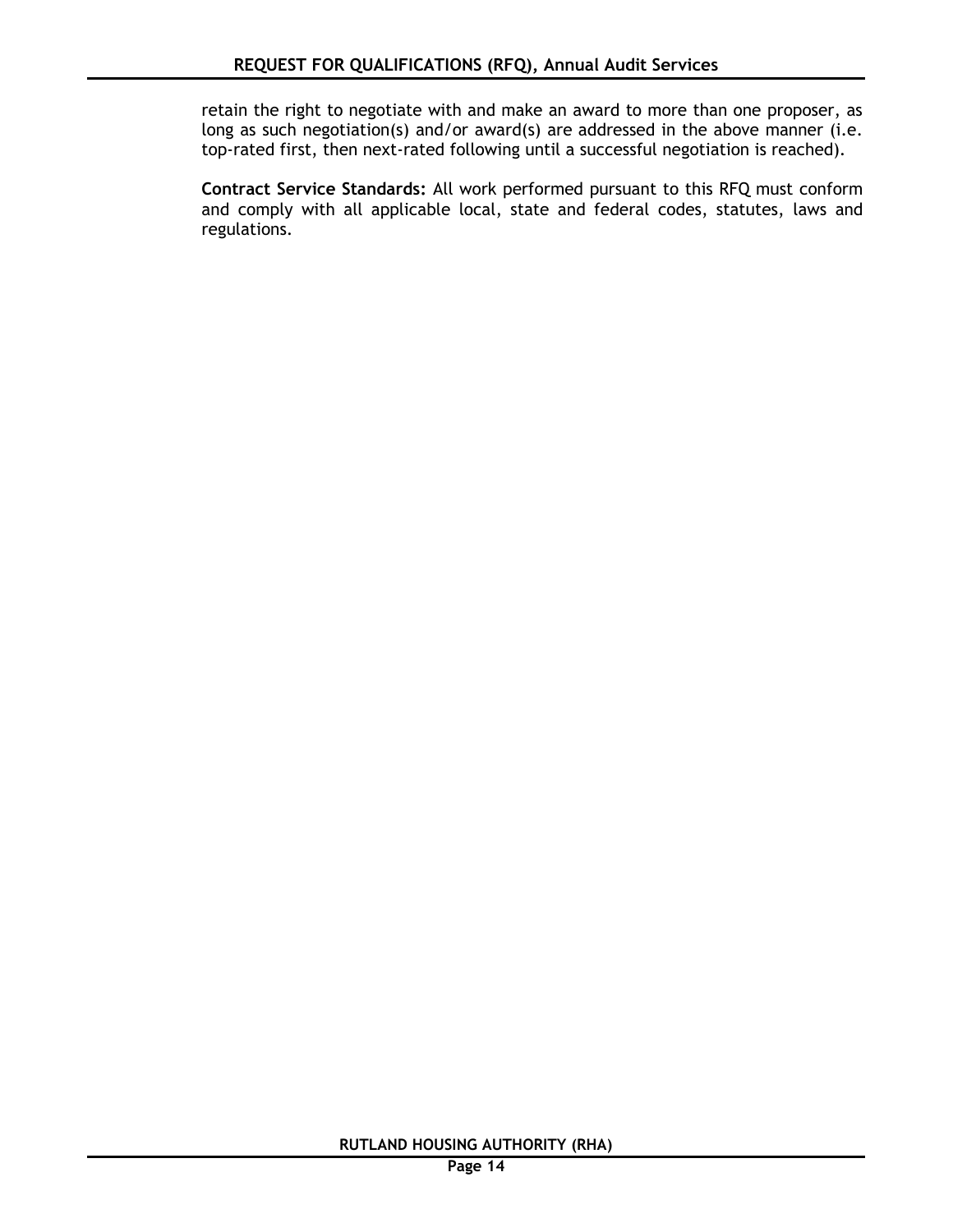retain the right to negotiate with and make an award to more than one proposer, as long as such negotiation(s) and/or award(s) are addressed in the above manner (i.e. top-rated first, then next-rated following until a successful negotiation is reached).

**Contract Service Standards:** All work performed pursuant to this RFQ must conform and comply with all applicable local, state and federal codes, statutes, laws and regulations.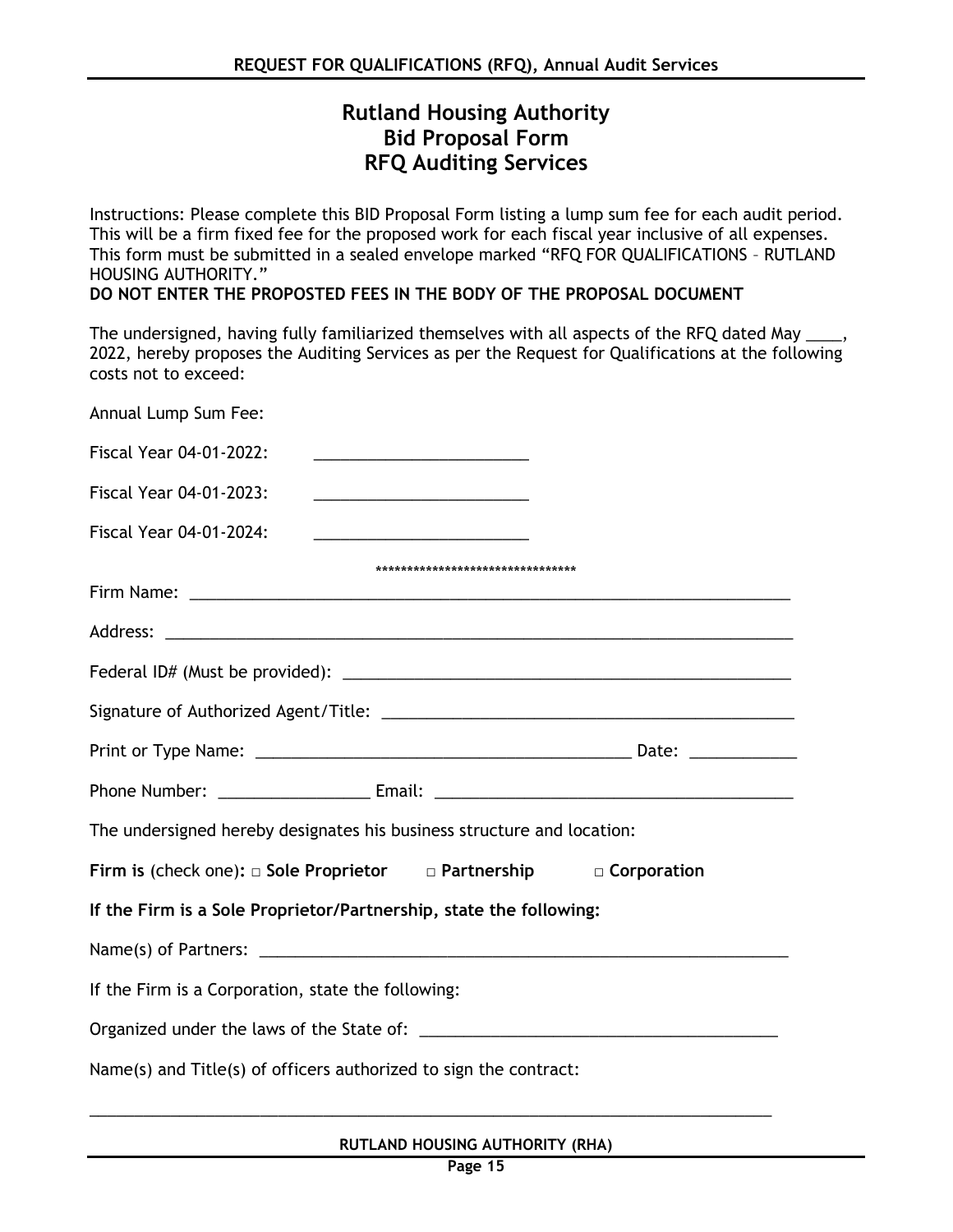# Rutland Housing Authority
## Bid Proposal Form
## RFQ Auditing Services

Instructions: Please complete this BID Proposal Form listing a lump sum fee for each audit period. This will be a firm fixed fee for the proposed work for each fiscal year inclusive of all expenses. This form must be submitted in a sealed envelope marked "RFQ FOR QUALIFICATIONS – RUTLAND HOUSING AUTHORITY."

**DO NOT ENTER THE PROPOSTED FEES IN THE BODY OF THE PROPOSAL DOCUMENT**

The undersigned, having fully familiarized themselves with all aspects of the RFQ dated May ____, 2022, hereby proposes the Auditing Services as per the Request for Qualifications at the following costs not to exceed:

Annual Lump Sum Fee:

Fiscal Year 04-01-2022: ________________________

Fiscal Year 04-01-2023: ________________________

Fiscal Year 04-01-2024: ________________________

********************************

Firm Name: ______________________________________________________________________

Address: ________________________________________________________________________

Federal ID# (Must be provided): ___________________________________________________

Signature of Authorized Agent/Title: _______________________________________________

Print or Type Name: ___________________________________________ Date: ____________

Phone Number: ________________ Email: _________________________________________

The undersigned hereby designates his business structure and location:

**Firm is** (check one)**:** □ **Sole Proprietor** □ **Partnership** □ **Corporation**

**If the Firm is a Sole Proprietor/Partnership, state the following:**

Name(s) of Partners: ____________________________________________________________

If the Firm is a Corporation, state the following:

Organized under the laws of the State of: ___________________________________________

Name(s) and Title(s) of officers authorized to sign the contract:

_______________________________________________________________________________